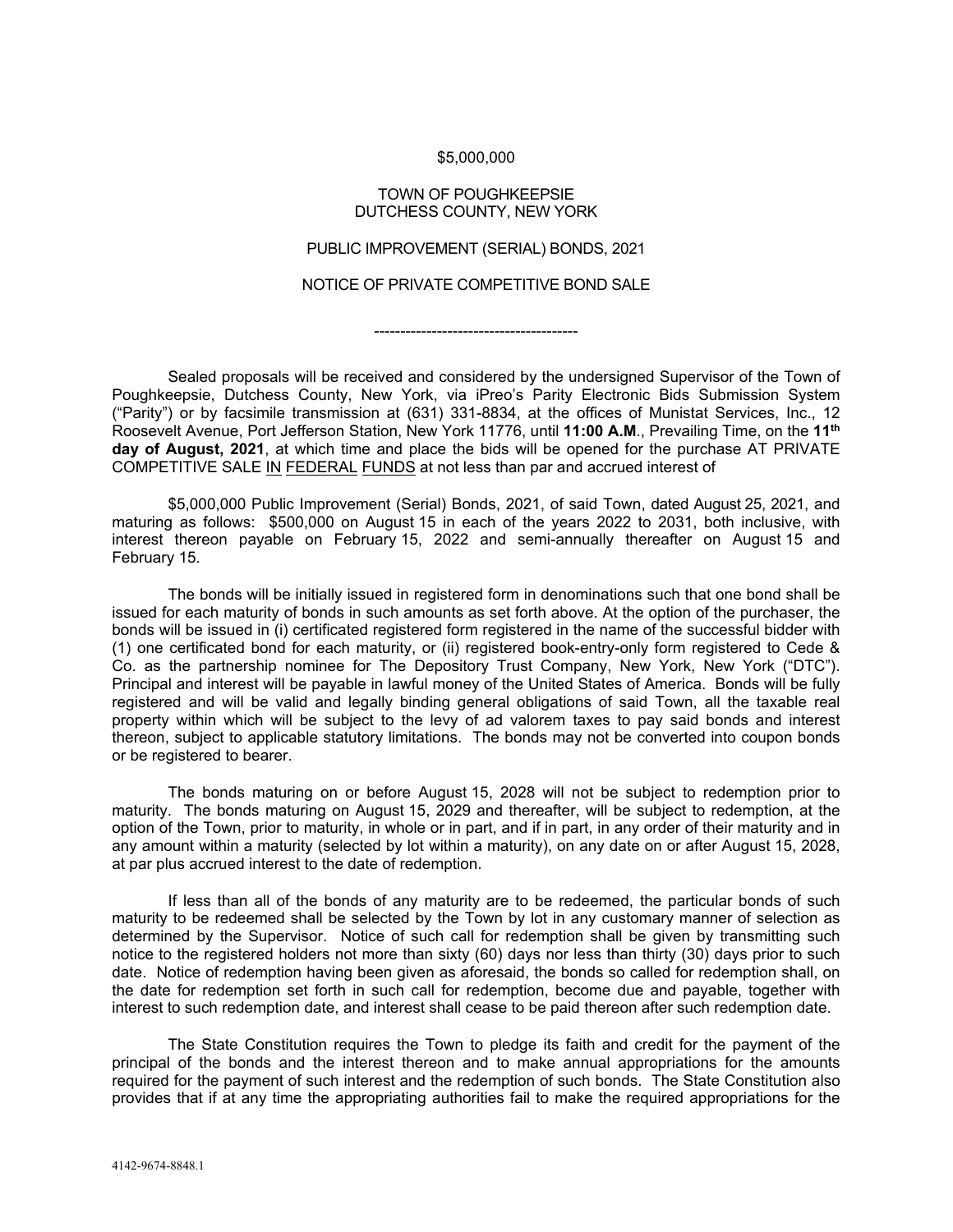$5,000,000

TOWN OF POUGHKEEPSIE
DUTCHESS COUNTY, NEW YORK

PUBLIC IMPROVEMENT (SERIAL) BONDS, 2021

NOTICE OF PRIVATE COMPETITIVE BOND SALE

---------------------------------------

Sealed proposals will be received and considered by the undersigned Supervisor of the Town of Poughkeepsie, Dutchess County, New York, via iPreo's Parity Electronic Bids Submission System ("Parity") or by facsimile transmission at (631) 331-8834, at the offices of Munistat Services, Inc., 12 Roosevelt Avenue, Port Jefferson Station, New York 11776, until **11:00 A.M**., Prevailing Time, on the **11th day of August, 2021**, at which time and place the bids will be opened for the purchase AT PRIVATE COMPETITIVE SALE IN FEDERAL FUNDS at not less than par and accrued interest of

$5,000,000 Public Improvement (Serial) Bonds, 2021, of said Town, dated August 25, 2021, and maturing as follows: $500,000 on August 15 in each of the years 2022 to 2031, both inclusive, with interest thereon payable on February 15, 2022 and semi-annually thereafter on August 15 and February 15.

The bonds will be initially issued in registered form in denominations such that one bond shall be issued for each maturity of bonds in such amounts as set forth above. At the option of the purchaser, the bonds will be issued in (i) certificated registered form registered in the name of the successful bidder with (1) one certificated bond for each maturity, or (ii) registered book-entry-only form registered to Cede & Co. as the partnership nominee for The Depository Trust Company, New York, New York ("DTC"). Principal and interest will be payable in lawful money of the United States of America. Bonds will be fully registered and will be valid and legally binding general obligations of said Town, all the taxable real property within which will be subject to the levy of ad valorem taxes to pay said bonds and interest thereon, subject to applicable statutory limitations. The bonds may not be converted into coupon bonds or be registered to bearer.

The bonds maturing on or before August 15, 2028 will not be subject to redemption prior to maturity. The bonds maturing on August 15, 2029 and thereafter, will be subject to redemption, at the option of the Town, prior to maturity, in whole or in part, and if in part, in any order of their maturity and in any amount within a maturity (selected by lot within a maturity), on any date on or after August 15, 2028, at par plus accrued interest to the date of redemption.

If less than all of the bonds of any maturity are to be redeemed, the particular bonds of such maturity to be redeemed shall be selected by the Town by lot in any customary manner of selection as determined by the Supervisor. Notice of such call for redemption shall be given by transmitting such notice to the registered holders not more than sixty (60) days nor less than thirty (30) days prior to such date. Notice of redemption having been given as aforesaid, the bonds so called for redemption shall, on the date for redemption set forth in such call for redemption, become due and payable, together with interest to such redemption date, and interest shall cease to be paid thereon after such redemption date.

The State Constitution requires the Town to pledge its faith and credit for the payment of the principal of the bonds and the interest thereon and to make annual appropriations for the amounts required for the payment of such interest and the redemption of such bonds. The State Constitution also provides that if at any time the appropriating authorities fail to make the required appropriations for the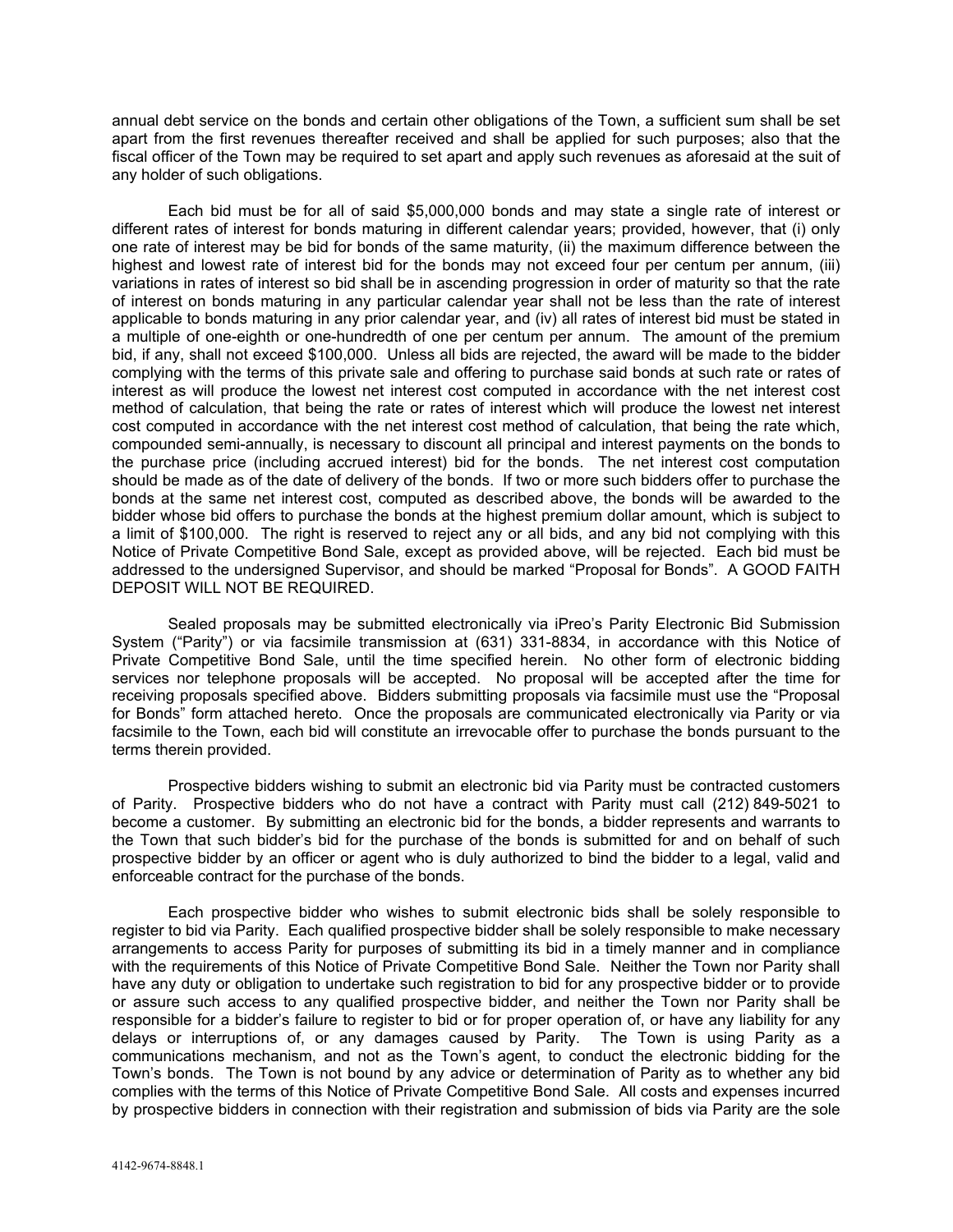annual debt service on the bonds and certain other obligations of the Town, a sufficient sum shall be set apart from the first revenues thereafter received and shall be applied for such purposes; also that the fiscal officer of the Town may be required to set apart and apply such revenues as aforesaid at the suit of any holder of such obligations.

Each bid must be for all of said $5,000,000 bonds and may state a single rate of interest or different rates of interest for bonds maturing in different calendar years; provided, however, that (i) only one rate of interest may be bid for bonds of the same maturity, (ii) the maximum difference between the highest and lowest rate of interest bid for the bonds may not exceed four per centum per annum, (iii) variations in rates of interest so bid shall be in ascending progression in order of maturity so that the rate of interest on bonds maturing in any particular calendar year shall not be less than the rate of interest applicable to bonds maturing in any prior calendar year, and (iv) all rates of interest bid must be stated in a multiple of one-eighth or one-hundredth of one per centum per annum. The amount of the premium bid, if any, shall not exceed $100,000. Unless all bids are rejected, the award will be made to the bidder complying with the terms of this private sale and offering to purchase said bonds at such rate or rates of interest as will produce the lowest net interest cost computed in accordance with the net interest cost method of calculation, that being the rate or rates of interest which will produce the lowest net interest cost computed in accordance with the net interest cost method of calculation, that being the rate which, compounded semi-annually, is necessary to discount all principal and interest payments on the bonds to the purchase price (including accrued interest) bid for the bonds. The net interest cost computation should be made as of the date of delivery of the bonds. If two or more such bidders offer to purchase the bonds at the same net interest cost, computed as described above, the bonds will be awarded to the bidder whose bid offers to purchase the bonds at the highest premium dollar amount, which is subject to a limit of $100,000. The right is reserved to reject any or all bids, and any bid not complying with this Notice of Private Competitive Bond Sale, except as provided above, will be rejected. Each bid must be addressed to the undersigned Supervisor, and should be marked "Proposal for Bonds". A GOOD FAITH DEPOSIT WILL NOT BE REQUIRED.

Sealed proposals may be submitted electronically via iPreo's Parity Electronic Bid Submission System ("Parity") or via facsimile transmission at (631) 331-8834, in accordance with this Notice of Private Competitive Bond Sale, until the time specified herein. No other form of electronic bidding services nor telephone proposals will be accepted. No proposal will be accepted after the time for receiving proposals specified above. Bidders submitting proposals via facsimile must use the "Proposal for Bonds" form attached hereto. Once the proposals are communicated electronically via Parity or via facsimile to the Town, each bid will constitute an irrevocable offer to purchase the bonds pursuant to the terms therein provided.

Prospective bidders wishing to submit an electronic bid via Parity must be contracted customers of Parity. Prospective bidders who do not have a contract with Parity must call (212) 849-5021 to become a customer. By submitting an electronic bid for the bonds, a bidder represents and warrants to the Town that such bidder's bid for the purchase of the bonds is submitted for and on behalf of such prospective bidder by an officer or agent who is duly authorized to bind the bidder to a legal, valid and enforceable contract for the purchase of the bonds.

Each prospective bidder who wishes to submit electronic bids shall be solely responsible to register to bid via Parity. Each qualified prospective bidder shall be solely responsible to make necessary arrangements to access Parity for purposes of submitting its bid in a timely manner and in compliance with the requirements of this Notice of Private Competitive Bond Sale. Neither the Town nor Parity shall have any duty or obligation to undertake such registration to bid for any prospective bidder or to provide or assure such access to any qualified prospective bidder, and neither the Town nor Parity shall be responsible for a bidder's failure to register to bid or for proper operation of, or have any liability for any delays or interruptions of, or any damages caused by Parity. The Town is using Parity as a communications mechanism, and not as the Town's agent, to conduct the electronic bidding for the Town's bonds. The Town is not bound by any advice or determination of Parity as to whether any bid complies with the terms of this Notice of Private Competitive Bond Sale. All costs and expenses incurred by prospective bidders in connection with their registration and submission of bids via Parity are the sole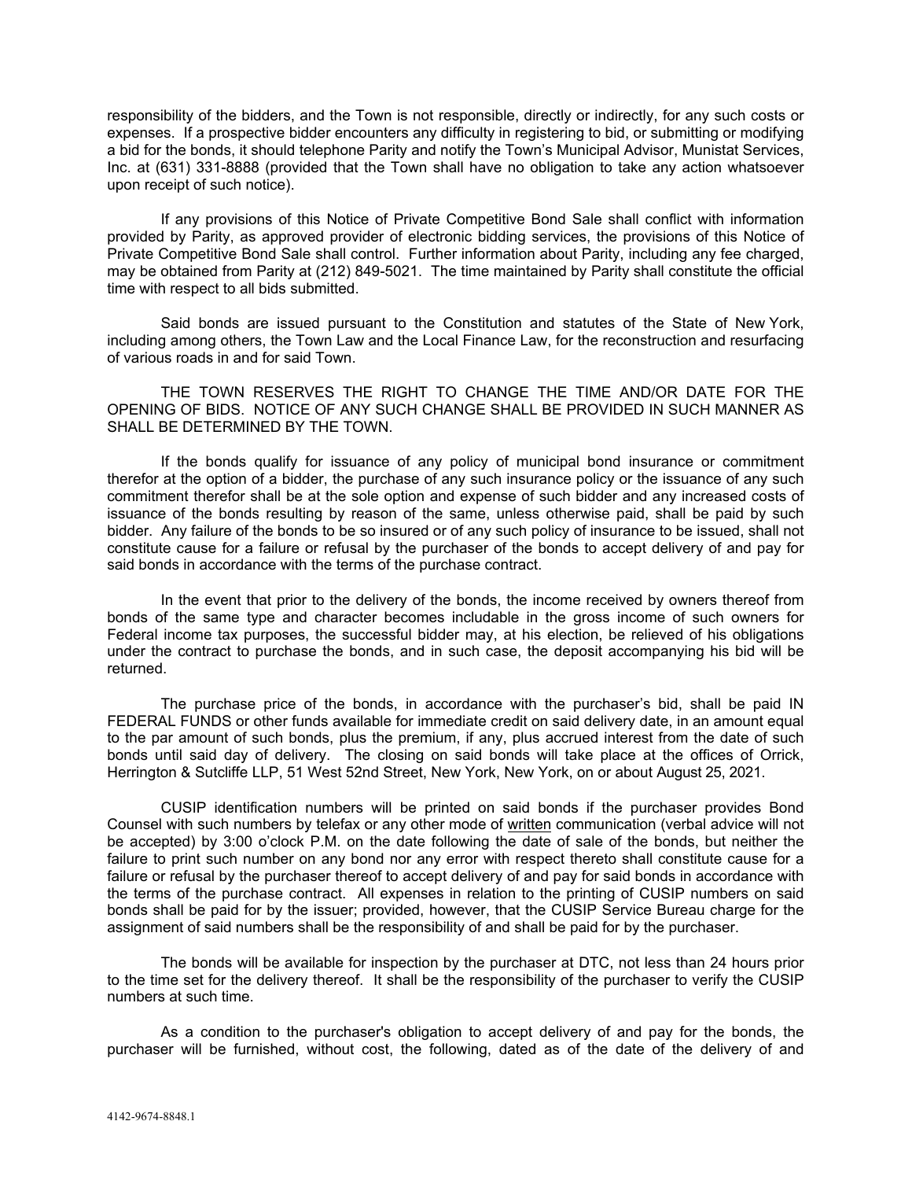responsibility of the bidders, and the Town is not responsible, directly or indirectly, for any such costs or expenses. If a prospective bidder encounters any difficulty in registering to bid, or submitting or modifying a bid for the bonds, it should telephone Parity and notify the Town's Municipal Advisor, Munistat Services, Inc. at (631) 331-8888 (provided that the Town shall have no obligation to take any action whatsoever upon receipt of such notice).

If any provisions of this Notice of Private Competitive Bond Sale shall conflict with information provided by Parity, as approved provider of electronic bidding services, the provisions of this Notice of Private Competitive Bond Sale shall control. Further information about Parity, including any fee charged, may be obtained from Parity at (212) 849-5021. The time maintained by Parity shall constitute the official time with respect to all bids submitted.

Said bonds are issued pursuant to the Constitution and statutes of the State of New York, including among others, the Town Law and the Local Finance Law, for the reconstruction and resurfacing of various roads in and for said Town.

THE TOWN RESERVES THE RIGHT TO CHANGE THE TIME AND/OR DATE FOR THE OPENING OF BIDS. NOTICE OF ANY SUCH CHANGE SHALL BE PROVIDED IN SUCH MANNER AS SHALL BE DETERMINED BY THE TOWN.

If the bonds qualify for issuance of any policy of municipal bond insurance or commitment therefor at the option of a bidder, the purchase of any such insurance policy or the issuance of any such commitment therefor shall be at the sole option and expense of such bidder and any increased costs of issuance of the bonds resulting by reason of the same, unless otherwise paid, shall be paid by such bidder. Any failure of the bonds to be so insured or of any such policy of insurance to be issued, shall not constitute cause for a failure or refusal by the purchaser of the bonds to accept delivery of and pay for said bonds in accordance with the terms of the purchase contract.

In the event that prior to the delivery of the bonds, the income received by owners thereof from bonds of the same type and character becomes includable in the gross income of such owners for Federal income tax purposes, the successful bidder may, at his election, be relieved of his obligations under the contract to purchase the bonds, and in such case, the deposit accompanying his bid will be returned.

The purchase price of the bonds, in accordance with the purchaser's bid, shall be paid IN FEDERAL FUNDS or other funds available for immediate credit on said delivery date, in an amount equal to the par amount of such bonds, plus the premium, if any, plus accrued interest from the date of such bonds until said day of delivery. The closing on said bonds will take place at the offices of Orrick, Herrington & Sutcliffe LLP, 51 West 52nd Street, New York, New York, on or about August 25, 2021.

CUSIP identification numbers will be printed on said bonds if the purchaser provides Bond Counsel with such numbers by telefax or any other mode of written communication (verbal advice will not be accepted) by 3:00 o'clock P.M. on the date following the date of sale of the bonds, but neither the failure to print such number on any bond nor any error with respect thereto shall constitute cause for a failure or refusal by the purchaser thereof to accept delivery of and pay for said bonds in accordance with the terms of the purchase contract. All expenses in relation to the printing of CUSIP numbers on said bonds shall be paid for by the issuer; provided, however, that the CUSIP Service Bureau charge for the assignment of said numbers shall be the responsibility of and shall be paid for by the purchaser.

The bonds will be available for inspection by the purchaser at DTC, not less than 24 hours prior to the time set for the delivery thereof. It shall be the responsibility of the purchaser to verify the CUSIP numbers at such time.

As a condition to the purchaser's obligation to accept delivery of and pay for the bonds, the purchaser will be furnished, without cost, the following, dated as of the date of the delivery of and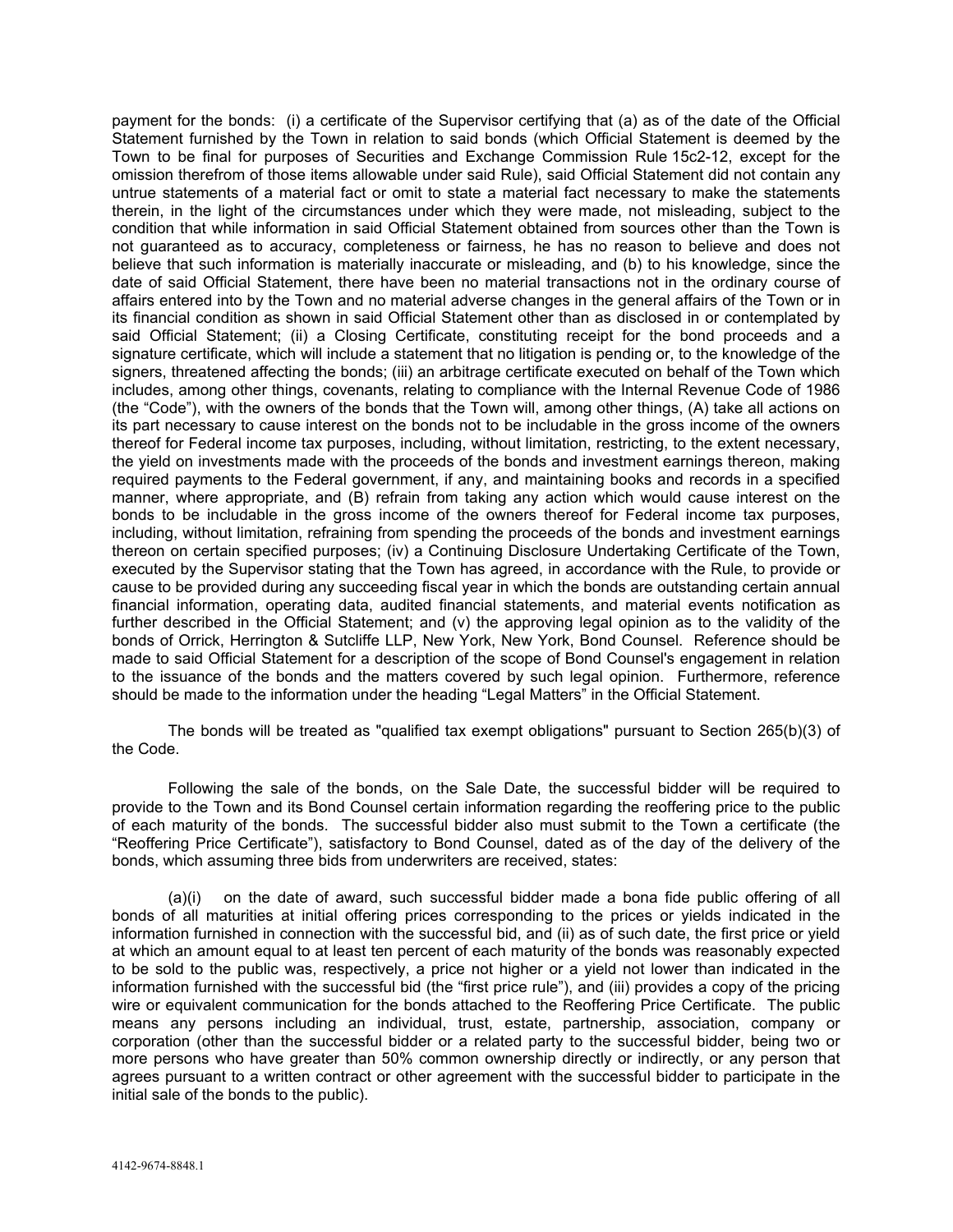payment for the bonds: (i) a certificate of the Supervisor certifying that (a) as of the date of the Official Statement furnished by the Town in relation to said bonds (which Official Statement is deemed by the Town to be final for purposes of Securities and Exchange Commission Rule 15c2-12, except for the omission therefrom of those items allowable under said Rule), said Official Statement did not contain any untrue statements of a material fact or omit to state a material fact necessary to make the statements therein, in the light of the circumstances under which they were made, not misleading, subject to the condition that while information in said Official Statement obtained from sources other than the Town is not guaranteed as to accuracy, completeness or fairness, he has no reason to believe and does not believe that such information is materially inaccurate or misleading, and (b) to his knowledge, since the date of said Official Statement, there have been no material transactions not in the ordinary course of affairs entered into by the Town and no material adverse changes in the general affairs of the Town or in its financial condition as shown in said Official Statement other than as disclosed in or contemplated by said Official Statement; (ii) a Closing Certificate, constituting receipt for the bond proceeds and a signature certificate, which will include a statement that no litigation is pending or, to the knowledge of the signers, threatened affecting the bonds; (iii) an arbitrage certificate executed on behalf of the Town which includes, among other things, covenants, relating to compliance with the Internal Revenue Code of 1986 (the "Code"), with the owners of the bonds that the Town will, among other things, (A) take all actions on its part necessary to cause interest on the bonds not to be includable in the gross income of the owners thereof for Federal income tax purposes, including, without limitation, restricting, to the extent necessary, the yield on investments made with the proceeds of the bonds and investment earnings thereon, making required payments to the Federal government, if any, and maintaining books and records in a specified manner, where appropriate, and (B) refrain from taking any action which would cause interest on the bonds to be includable in the gross income of the owners thereof for Federal income tax purposes, including, without limitation, refraining from spending the proceeds of the bonds and investment earnings thereon on certain specified purposes; (iv) a Continuing Disclosure Undertaking Certificate of the Town, executed by the Supervisor stating that the Town has agreed, in accordance with the Rule, to provide or cause to be provided during any succeeding fiscal year in which the bonds are outstanding certain annual financial information, operating data, audited financial statements, and material events notification as further described in the Official Statement; and (v) the approving legal opinion as to the validity of the bonds of Orrick, Herrington & Sutcliffe LLP, New York, New York, Bond Counsel. Reference should be made to said Official Statement for a description of the scope of Bond Counsel's engagement in relation to the issuance of the bonds and the matters covered by such legal opinion. Furthermore, reference should be made to the information under the heading "Legal Matters" in the Official Statement.

The bonds will be treated as "qualified tax exempt obligations" pursuant to Section 265(b)(3) of the Code.

Following the sale of the bonds, on the Sale Date, the successful bidder will be required to provide to the Town and its Bond Counsel certain information regarding the reoffering price to the public of each maturity of the bonds. The successful bidder also must submit to the Town a certificate (the "Reoffering Price Certificate"), satisfactory to Bond Counsel, dated as of the day of the delivery of the bonds, which assuming three bids from underwriters are received, states:

(a)(i) on the date of award, such successful bidder made a bona fide public offering of all bonds of all maturities at initial offering prices corresponding to the prices or yields indicated in the information furnished in connection with the successful bid, and (ii) as of such date, the first price or yield at which an amount equal to at least ten percent of each maturity of the bonds was reasonably expected to be sold to the public was, respectively, a price not higher or a yield not lower than indicated in the information furnished with the successful bid (the "first price rule"), and (iii) provides a copy of the pricing wire or equivalent communication for the bonds attached to the Reoffering Price Certificate. The public means any persons including an individual, trust, estate, partnership, association, company or corporation (other than the successful bidder or a related party to the successful bidder, being two or more persons who have greater than 50% common ownership directly or indirectly, or any person that agrees pursuant to a written contract or other agreement with the successful bidder to participate in the initial sale of the bonds to the public).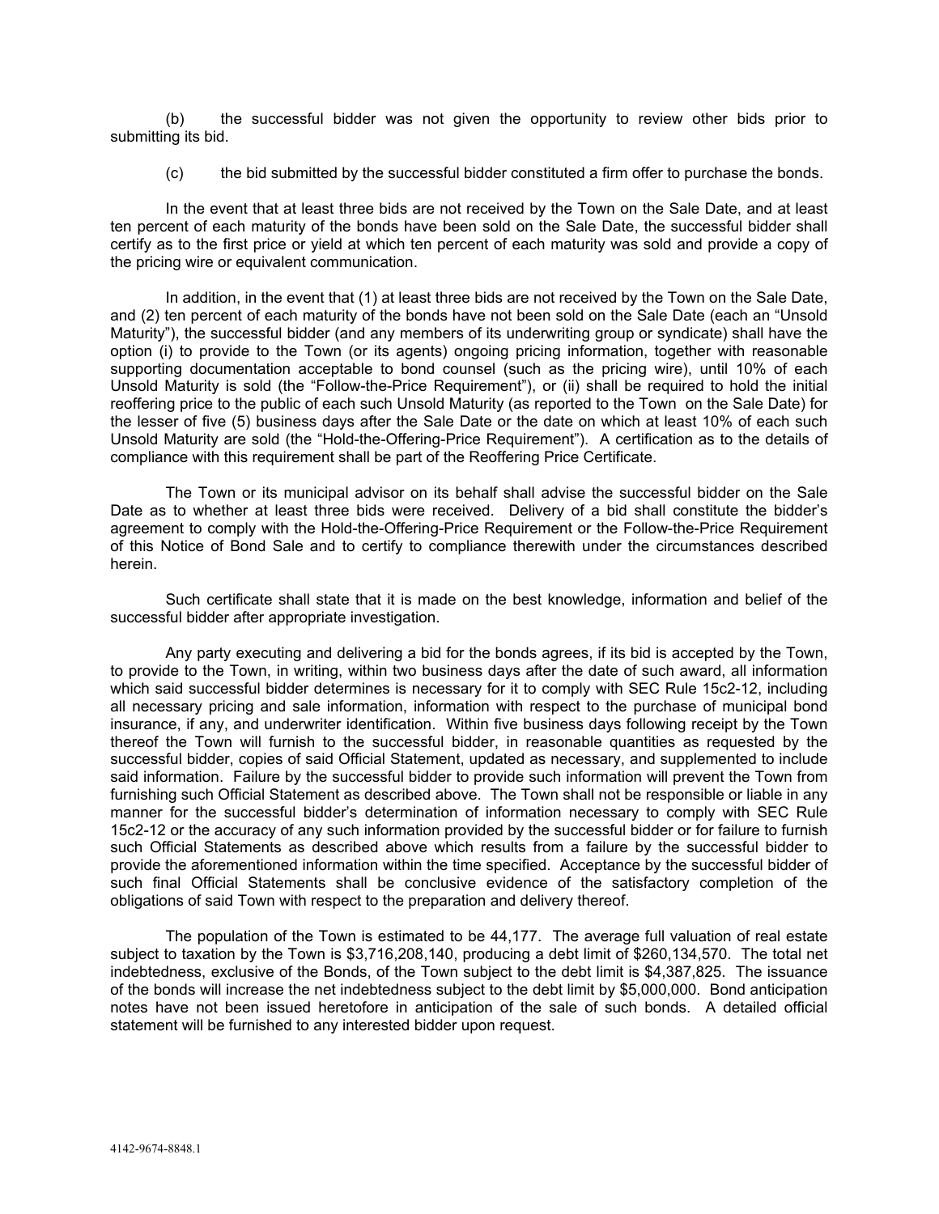(b) the successful bidder was not given the opportunity to review other bids prior to submitting its bid.

(c) the bid submitted by the successful bidder constituted a firm offer to purchase the bonds.

In the event that at least three bids are not received by the Town on the Sale Date, and at least ten percent of each maturity of the bonds have been sold on the Sale Date, the successful bidder shall certify as to the first price or yield at which ten percent of each maturity was sold and provide a copy of the pricing wire or equivalent communication.

In addition, in the event that (1) at least three bids are not received by the Town on the Sale Date, and (2) ten percent of each maturity of the bonds have not been sold on the Sale Date (each an "Unsold Maturity"), the successful bidder (and any members of its underwriting group or syndicate) shall have the option (i) to provide to the Town (or its agents) ongoing pricing information, together with reasonable supporting documentation acceptable to bond counsel (such as the pricing wire), until 10% of each Unsold Maturity is sold (the "Follow-the-Price Requirement"), or (ii) shall be required to hold the initial reoffering price to the public of each such Unsold Maturity (as reported to the Town on the Sale Date) for the lesser of five (5) business days after the Sale Date or the date on which at least 10% of each such Unsold Maturity are sold (the "Hold-the-Offering-Price Requirement"). A certification as to the details of compliance with this requirement shall be part of the Reoffering Price Certificate.

The Town or its municipal advisor on its behalf shall advise the successful bidder on the Sale Date as to whether at least three bids were received. Delivery of a bid shall constitute the bidder's agreement to comply with the Hold-the-Offering-Price Requirement or the Follow-the-Price Requirement of this Notice of Bond Sale and to certify to compliance therewith under the circumstances described herein.

Such certificate shall state that it is made on the best knowledge, information and belief of the successful bidder after appropriate investigation.

Any party executing and delivering a bid for the bonds agrees, if its bid is accepted by the Town, to provide to the Town, in writing, within two business days after the date of such award, all information which said successful bidder determines is necessary for it to comply with SEC Rule 15c2-12, including all necessary pricing and sale information, information with respect to the purchase of municipal bond insurance, if any, and underwriter identification. Within five business days following receipt by the Town thereof the Town will furnish to the successful bidder, in reasonable quantities as requested by the successful bidder, copies of said Official Statement, updated as necessary, and supplemented to include said information. Failure by the successful bidder to provide such information will prevent the Town from furnishing such Official Statement as described above. The Town shall not be responsible or liable in any manner for the successful bidder's determination of information necessary to comply with SEC Rule 15c2-12 or the accuracy of any such information provided by the successful bidder or for failure to furnish such Official Statements as described above which results from a failure by the successful bidder to provide the aforementioned information within the time specified. Acceptance by the successful bidder of such final Official Statements shall be conclusive evidence of the satisfactory completion of the obligations of said Town with respect to the preparation and delivery thereof.

The population of the Town is estimated to be 44,177. The average full valuation of real estate subject to taxation by the Town is $3,716,208,140, producing a debt limit of $260,134,570. The total net indebtedness, exclusive of the Bonds, of the Town subject to the debt limit is $4,387,825. The issuance of the bonds will increase the net indebtedness subject to the debt limit by $5,000,000. Bond anticipation notes have not been issued heretofore in anticipation of the sale of such bonds. A detailed official statement will be furnished to any interested bidder upon request.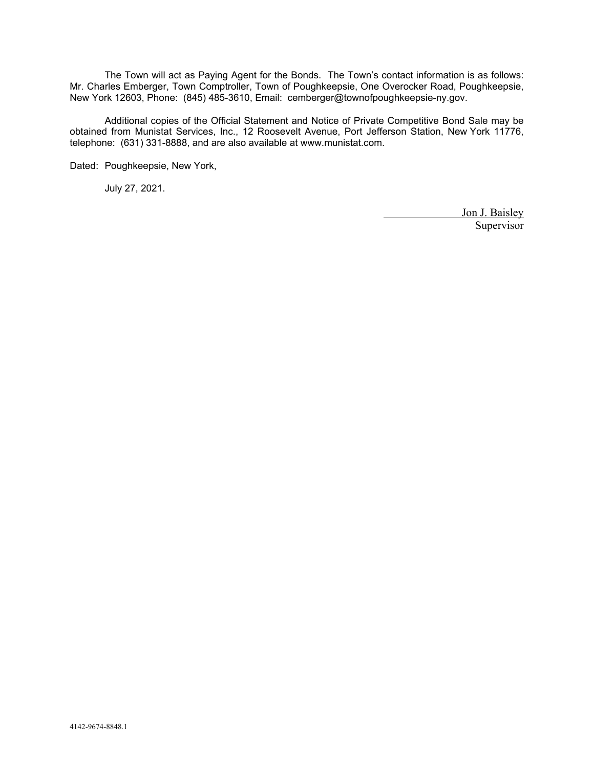The Town will act as Paying Agent for the Bonds. The Town's contact information is as follows: Mr. Charles Emberger, Town Comptroller, Town of Poughkeepsie, One Overocker Road, Poughkeepsie, New York 12603, Phone: (845) 485-3610, Email: cemberger@townofpoughkeepsie-ny.gov.

Additional copies of the Official Statement and Notice of Private Competitive Bond Sale may be obtained from Munistat Services, Inc., 12 Roosevelt Avenue, Port Jefferson Station, New York 11776, telephone: (631) 331-8888, and are also available at www.munistat.com.

Dated: Poughkeepsie, New York,

July 27, 2021.

Jon J. Baisley
Supervisor

4142-9674-8848.1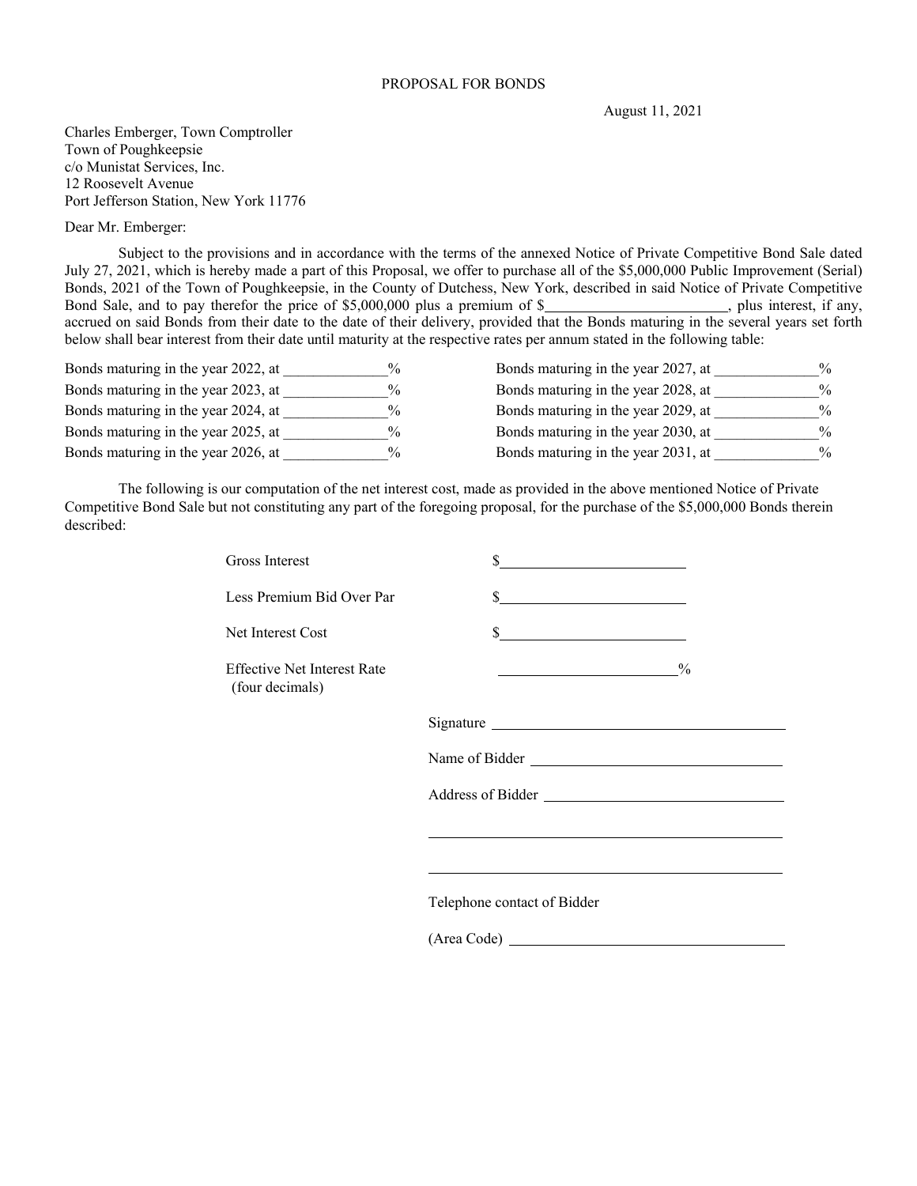# PROPOSAL FOR BONDS

August 11, 2021

Charles Emberger, Town Comptroller
Town of Poughkeepsie
c/o Munistat Services, Inc.
12 Roosevelt Avenue
Port Jefferson Station, New York 11776

Dear Mr. Emberger:

Subject to the provisions and in accordance with the terms of the annexed Notice of Private Competitive Bond Sale dated July 27, 2021, which is hereby made a part of this Proposal, we offer to purchase all of the $5,000,000 Public Improvement (Serial) Bonds, 2021 of the Town of Poughkeepsie, in the County of Dutchess, New York, described in said Notice of Private Competitive Bond Sale, and to pay therefor the price of $5,000,000 plus a premium of $________________________, plus interest, if any, accrued on said Bonds from their date to the date of their delivery, provided that the Bonds maturing in the several years set forth below shall bear interest from their date until maturity at the respective rates per annum stated in the following table:

| | |
|---|---|
| Bonds maturing in the year 2022, at _____________% | Bonds maturing in the year 2027, at _____________% |
| Bonds maturing in the year 2023, at _____________% | Bonds maturing in the year 2028, at _____________% |
| Bonds maturing in the year 2024, at _____________% | Bonds maturing in the year 2029, at _____________% |
| Bonds maturing in the year 2025, at _____________% | Bonds maturing in the year 2030, at _____________% |
| Bonds maturing in the year 2026, at _____________% | Bonds maturing in the year 2031, at _____________% |

The following is our computation of the net interest cost, made as provided in the above mentioned Notice of Private Competitive Bond Sale but not constituting any part of the foregoing proposal, for the purchase of the $5,000,000 Bonds therein described:

| | |
|---|---|
| Gross Interest | $________________________ |
| Less Premium Bid Over Par | $________________________ |
| Net Interest Cost | $________________________ |
| Effective Net Interest Rate (four decimals) | ________________________% |

Signature ________________________________________

Name of Bidder ________________________________________

Address of Bidder ________________________________________

________________________________________

________________________________________

Telephone contact of Bidder

(Area Code) ________________________________________